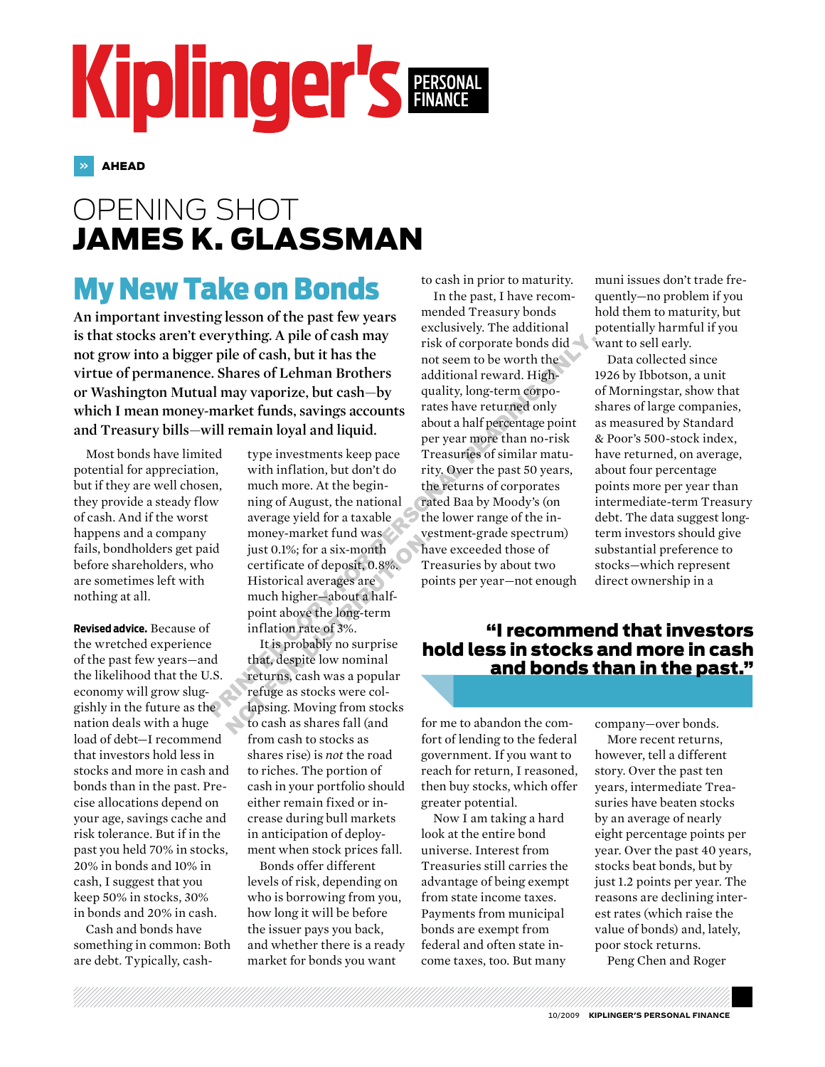# Kiplinger's Personal Finance

» AHEAD

## OPENING SHOT
## JAMES K. GLASSMAN

# My New Take on Bonds

**An important investing lesson of the past few years is that stocks aren't everything. A pile of cash may not grow into a bigger pile of cash, but it has the virtue of permanence. Shares of Lehman Brothers or Washington Mutual may vaporize, but cash—by which I mean money-market funds, savings accounts and Treasury bills—will remain loyal and liquid.**

Most bonds have limited potential for appreciation, but if they are well chosen, they provide a steady flow of cash. And if the worst happens and a company fails, bondholders get paid before shareholders, who are sometimes left with nothing at all.

**Revised advice.** Because of the wretched experience of the past few years—and the likelihood that the U.S. economy will grow sluggishly in the future as the nation deals with a huge load of debt—I recommend that investors hold less in stocks and more in cash and bonds than in the past. Precise allocations depend on your age, savings cache and risk tolerance. But if in the past you held 70% in stocks, 20% in bonds and 10% in cash, I suggest that you keep 50% in stocks, 30% in bonds and 20% in cash.

Cash and bonds have something in common: Both are debt. Typically, cash-type investments keep pace with inflation, but don't do much more. At the beginning of August, the national average yield for a taxable money-market fund was just 0.1%; for a six-month certificate of deposit, 0.8%. Historical averages are much higher—about a half-point above the long-term inflation rate of 3%.

It is probably no surprise that, despite low nominal returns, cash was a popular refuge as stocks were collapsing. Moving from stocks to cash as shares fall (and from cash to stocks as shares rise) is *not* the road to riches. The portion of cash in your portfolio should either remain fixed or increase during bull markets in anticipation of deployment when stock prices fall.

Bonds offer different levels of risk, depending on who is borrowing from you, how long it will be before the issuer pays you back, and whether there is a ready market for bonds you want to cash in prior to maturity.

In the past, I have recommended Treasury bonds exclusively. The additional risk of corporate bonds did not seem to be worth the additional reward. High-quality, long-term corporates have returned only about a half percentage point per year more than no-risk Treasuries of similar maturity. Over the past 50 years, the returns of corporates rated Baa by Moody's (on the lower range of the investment-grade spectrum) have exceeded those of Treasuries by about two points per year—not enough for me to abandon the comfort of lending to the federal government. If you want to reach for return, I reasoned, then buy stocks, which offer greater potential.

> **"I recommend that investors hold less in stocks and more in cash and bonds than in the past."**

Now I am taking a hard look at the entire bond universe. Interest from Treasuries still carries the advantage of being exempt from state income taxes. Payments from municipal bonds are exempt from federal and often state income taxes, too. But many muni issues don't trade frequently—no problem if you hold them to maturity, but potentially harmful if you want to sell early.

Data collected since 1926 by Ibbotson, a unit of Morningstar, show that shares of large companies, as measured by Standard & Poor's 500-stock index, have returned, on average, about four percentage points more per year than intermediate-term Treasury debt. The data suggest long-term investors should give substantial preference to stocks—which represent direct ownership in a company—over bonds.

More recent returns, however, tell a different story. Over the past ten years, intermediate Treasuries have beaten stocks by an average of nearly eight percentage points per year. Over the past 40 years, stocks beat bonds, but by just 1.2 points per year. The reasons are declining interest rates (which raise the value of bonds) and, lately, poor stock returns.

Peng Chen and Roger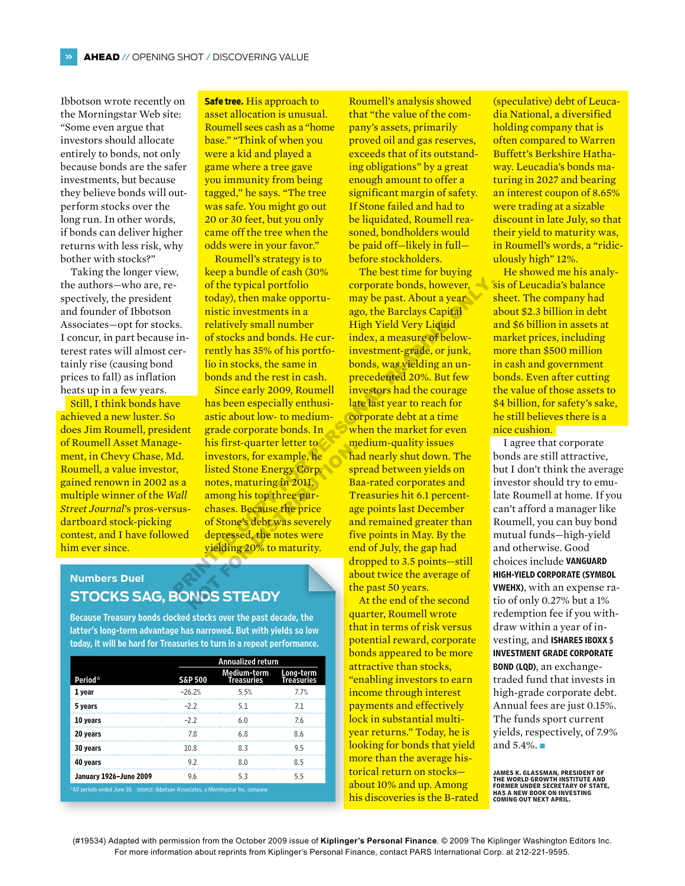Ibbotson wrote recently on the Morningstar Web site: "Some even argue that investors should allocate entirely to bonds, not only because bonds are the safer investments, but because they believe bonds will outperform stocks over the long run. In other words, if bonds can deliver higher returns with less risk, why bother with stocks?"

Taking the longer view, the authors—who are, respectively, the president and founder of Ibbotson Associates—opt for stocks. I concur, in part because interest rates will almost certainly rise (causing bond prices to fall) as inflation heats up in a few years.

Still, I think bonds have achieved a new luster. So does Jim Roumell, president of Roumell Asset Management, in Chevy Chase, Md. Roumell, a value investor, gained renown in 2002 as a multiple winner of the *Wall Street Journal*'s pros-versus-dartboard stock-picking contest, and I have followed him ever since.

**Safe tree.** His approach to asset allocation is unusual. Roumell sees cash as a "home base." "Think of when you were a kid and played a game where a tree gave you immunity from being tagged," he says. "The tree was safe. You might go out 20 or 30 feet, but you only came off the tree when the odds were in your favor."

Roumell's strategy is to keep a bundle of cash (30% of the typical portfolio today), then make opportunistic investments in a relatively small number of stocks and bonds. He currently has 35% of his portfolio in stocks, the same in bonds and the rest in cash.

Since early 2009, Roumell has been especially enthusiastic about low- to medium-grade corporate bonds. In his first-quarter letter to investors, for example, he listed Stone Energy Corp. notes, maturing in 2011, among his top three purchases. Because the price of Stone's debt was severely depressed, the notes were yielding 20% to maturity.

Roumell's analysis showed that "the value of the company's assets, primarily proved oil and gas reserves, exceeds that of its outstanding obligations" by a great enough amount to offer a significant margin of safety. If Stone failed and had to be liquidated, Roumell reasoned, bondholders would be paid off—likely in full—before stockholders.

The best time for buying corporate bonds, however, may be past. About a year ago, the Barclays Capital High Yield Very Liquid index, a measure of below-investment-grade, or junk, bonds, was yielding an unprecedented 20%. But few investors had the courage late last year to reach for corporate debt at a time when the market for even medium-quality issues had nearly shut down. The spread between yields on Baa-rated corporates and Treasuries hit 6.1 percentage points last December and remained greater than five points in May. By the end of July, the gap had dropped to 3.5 points—still about twice the average of the past 50 years.

At the end of the second quarter, Roumell wrote that in terms of risk versus potential reward, corporate bonds appeared to be more attractive than stocks, "enabling investors to earn income through interest payments and effectively lock in substantial multi-year returns." Today, he is looking for bonds that yield more than the average historical return on stocks—about 10% and up. Among his discoveries is the B-rated (speculative) debt of Leucadia National, a diversified holding company that is often compared to Warren Buffett's Berkshire Hathaway. Leucadia's bonds maturing in 2027 and bearing an interest coupon of 8.65% were trading at a sizable discount in late July, so that their yield to maturity was, in Roumell's words, a "ridiculously high" 12%.

He showed me his analysis of Leucadia's balance sheet. The company had about $2.3 billion in debt and $6 billion in assets at market prices, including more than $500 million in cash and government bonds. Even after cutting the value of those assets to $4 billion, for safety's sake, he still believes there is a nice cushion.

I agree that corporate bonds are still attractive, but I don't think the average investor should try to emulate Roumell at home. If you can't afford a manager like Roumell, you can buy bond mutual funds—high-yield and otherwise. Good choices include **VANGUARD HIGH-YIELD CORPORATE (SYMBOL VWEHX)**, with an expense ratio of only 0.27% but a 1% redemption fee if you withdraw within a year of investing, and **ISHARES IBOXX $ INVESTMENT GRADE CORPORATE BOND (LQD)**, an exchange-traded fund that invests in high-grade corporate debt. Annual fees are just 0.15%. The funds sport current yields, respectively, of 7.9% and 5.4%. ■

JAMES K. GLASSMAN, PRESIDENT OF THE WORLD GROWTH INSTITUTE AND FORMER UNDER SECRETARY OF STATE, HAS A NEW BOOK ON INVESTING COMING OUT NEXT APRIL.

## Numbers Duel

### STOCKS SAG, BONDS STEADY

**Because Treasury bonds clocked stocks over the past decade, the latter's long-term advantage has narrowed. But with yields so low today, it will be hard for Treasuries to turn in a repeat performance.**

| | Annualized return | | |
|---|---|---|---|
| Period* | S&P 500 | Medium-term Treasuries | Long-term Treasuries |
| 1 year | –26.2% | 5.5% | 7.7% |
| 5 years | –2.2 | 5.1 | 7.1 |
| 10 years | –2.2 | 6.0 | 7.6 |
| 20 years | 7.8 | 6.8 | 8.6 |
| 30 years | 10.8 | 8.3 | 9.5 |
| 40 years | 9.2 | 8.0 | 8.5 |
| January 1926–June 2009 | 9.6 | 5.3 | 5.5 |

*All periods ended June 30. SOURCE: Ibbotson Associates, a Morningstar Inc. company

(#19534) Adapted with permission from the October 2009 issue of **Kiplinger's Personal Finance**. © 2009 The Kiplinger Washington Editors Inc. For more information about reprints from Kiplinger's Personal Finance, contact PARS International Corp. at 212-221-9595.